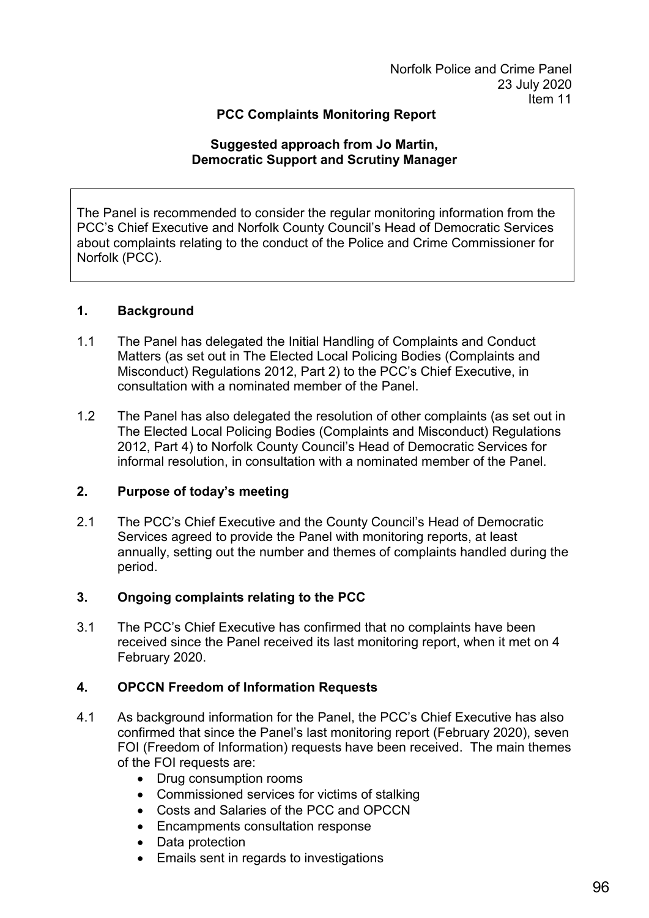Norfolk Police and Crime Panel
23 July 2020
Item 11

## PCC Complaints Monitoring Report

**Suggested approach from Jo Martin, Democratic Support and Scrutiny Manager**

The Panel is recommended to consider the regular monitoring information from the PCC's Chief Executive and Norfolk County Council's Head of Democratic Services about complaints relating to the conduct of the Police and Crime Commissioner for Norfolk (PCC).

### 1. Background

1.1 The Panel has delegated the Initial Handling of Complaints and Conduct Matters (as set out in The Elected Local Policing Bodies (Complaints and Misconduct) Regulations 2012, Part 2) to the PCC's Chief Executive, in consultation with a nominated member of the Panel.

1.2 The Panel has also delegated the resolution of other complaints (as set out in The Elected Local Policing Bodies (Complaints and Misconduct) Regulations 2012, Part 4) to Norfolk County Council's Head of Democratic Services for informal resolution, in consultation with a nominated member of the Panel.

### 2. Purpose of today's meeting

2.1 The PCC's Chief Executive and the County Council's Head of Democratic Services agreed to provide the Panel with monitoring reports, at least annually, setting out the number and themes of complaints handled during the period.

### 3. Ongoing complaints relating to the PCC

3.1 The PCC's Chief Executive has confirmed that no complaints have been received since the Panel received its last monitoring report, when it met on 4 February 2020.

### 4. OPCCN Freedom of Information Requests

4.1 As background information for the Panel, the PCC's Chief Executive has also confirmed that since the Panel's last monitoring report (February 2020), seven FOI (Freedom of Information) requests have been received. The main themes of the FOI requests are:

- Drug consumption rooms
- Commissioned services for victims of stalking
- Costs and Salaries of the PCC and OPCCN
- Encampments consultation response
- Data protection
- Emails sent in regards to investigations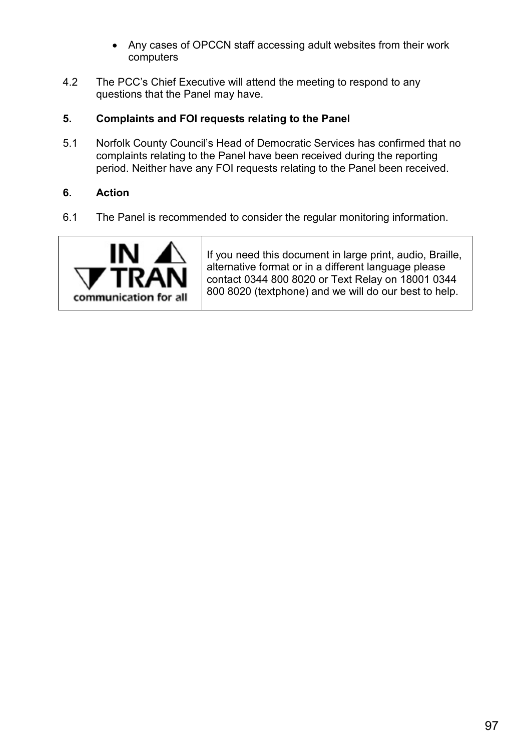- Any cases of OPCCN staff accessing adult websites from their work computers

4.2 The PCC's Chief Executive will attend the meeting to respond to any questions that the Panel may have.

**5. Complaints and FOI requests relating to the Panel**

5.1 Norfolk County Council's Head of Democratic Services has confirmed that no complaints relating to the Panel have been received during the reporting period. Neither have any FOI requests relating to the Panel been received.

**6. Action**

6.1 The Panel is recommended to consider the regular monitoring information.

| | |
|---|---|
| IN TRAN communication for all | If you need this document in large print, audio, Braille, alternative format or in a different language please contact 0344 800 8020 or Text Relay on 18001 0344 800 8020 (textphone) and we will do our best to help. |